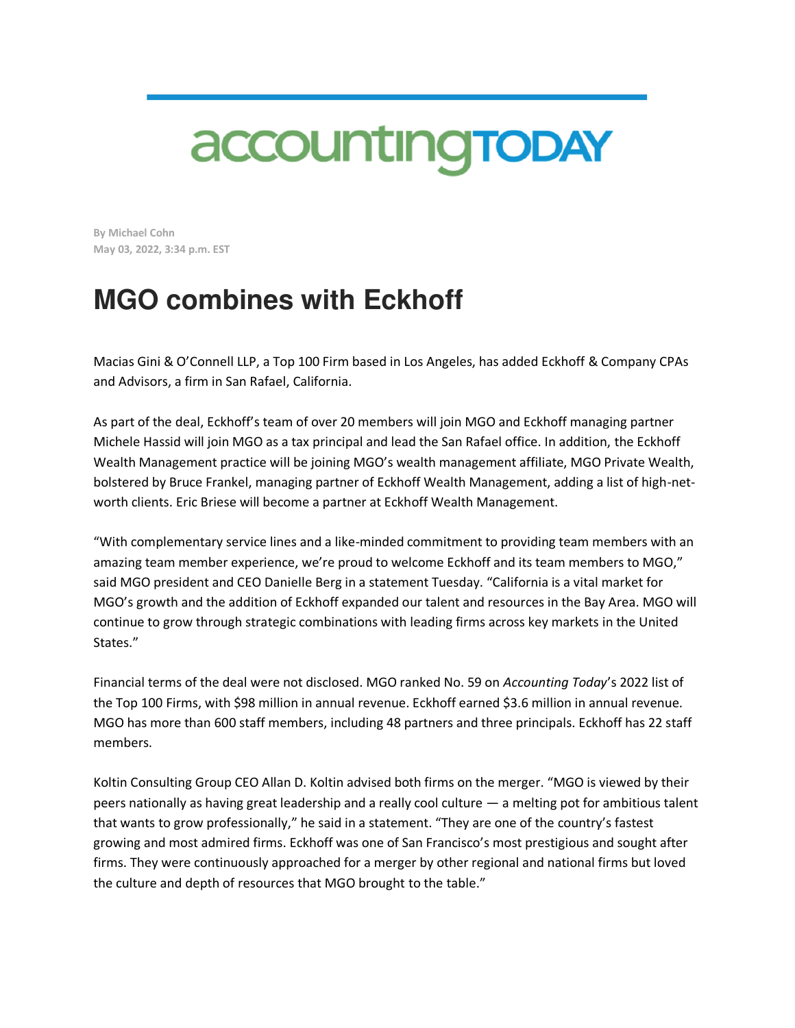accountingTODAY

**By Michael Cohn**
**May 03, 2022, 3:34 p.m. EST**

# MGO combines with Eckhoff

Macias Gini & O'Connell LLP, a Top 100 Firm based in Los Angeles, has added Eckhoff & Company CPAs and Advisors, a firm in San Rafael, California.

As part of the deal, Eckhoff's team of over 20 members will join MGO and Eckhoff managing partner Michele Hassid will join MGO as a tax principal and lead the San Rafael office. In addition, the Eckhoff Wealth Management practice will be joining MGO's wealth management affiliate, MGO Private Wealth, bolstered by Bruce Frankel, managing partner of Eckhoff Wealth Management, adding a list of high-net-worth clients. Eric Briese will become a partner at Eckhoff Wealth Management.

"With complementary service lines and a like-minded commitment to providing team members with an amazing team member experience, we're proud to welcome Eckhoff and its team members to MGO," said MGO president and CEO Danielle Berg in a statement Tuesday. "California is a vital market for MGO's growth and the addition of Eckhoff expanded our talent and resources in the Bay Area. MGO will continue to grow through strategic combinations with leading firms across key markets in the United States."

Financial terms of the deal were not disclosed. MGO ranked No. 59 on *Accounting Today*'s 2022 list of the Top 100 Firms, with $98 million in annual revenue. Eckhoff earned $3.6 million in annual revenue. MGO has more than 600 staff members, including 48 partners and three principals. Eckhoff has 22 staff members.

Koltin Consulting Group CEO Allan D. Koltin advised both firms on the merger. "MGO is viewed by their peers nationally as having great leadership and a really cool culture — a melting pot for ambitious talent that wants to grow professionally," he said in a statement. "They are one of the country's fastest growing and most admired firms. Eckhoff was one of San Francisco's most prestigious and sought after firms. They were continuously approached for a merger by other regional and national firms but loved the culture and depth of resources that MGO brought to the table."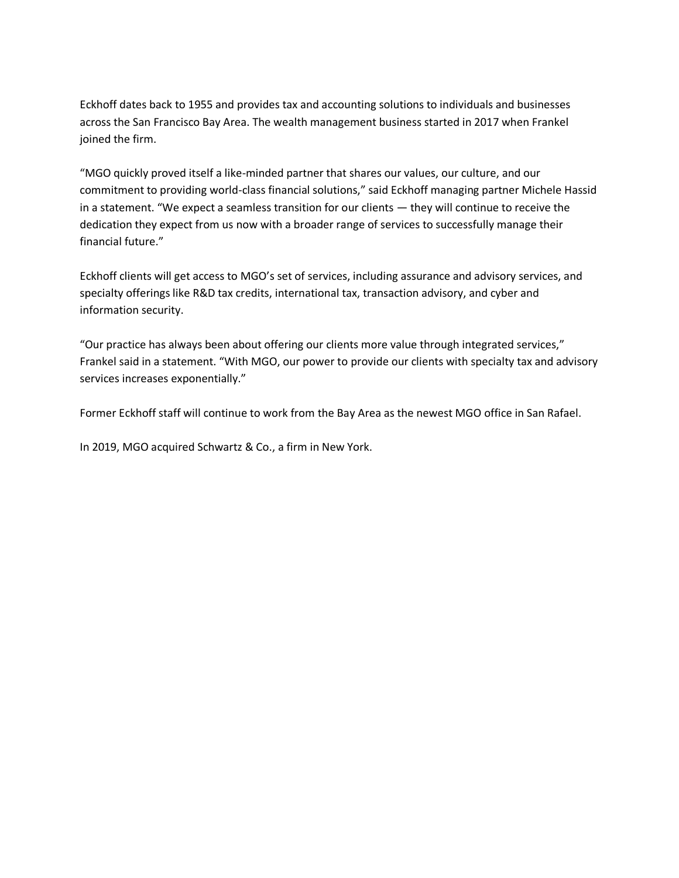Eckhoff dates back to 1955 and provides tax and accounting solutions to individuals and businesses across the San Francisco Bay Area. The wealth management business started in 2017 when Frankel joined the firm.

“MGO quickly proved itself a like-minded partner that shares our values, our culture, and our commitment to providing world-class financial solutions,” said Eckhoff managing partner Michele Hassid in a statement. “We expect a seamless transition for our clients — they will continue to receive the dedication they expect from us now with a broader range of services to successfully manage their financial future.”

Eckhoff clients will get access to MGO’s set of services, including assurance and advisory services, and specialty offerings like R&D tax credits, international tax, transaction advisory, and cyber and information security.

“Our practice has always been about offering our clients more value through integrated services,” Frankel said in a statement. “With MGO, our power to provide our clients with specialty tax and advisory services increases exponentially.”

Former Eckhoff staff will continue to work from the Bay Area as the newest MGO office in San Rafael.

In 2019, MGO acquired Schwartz & Co., a firm in New York.